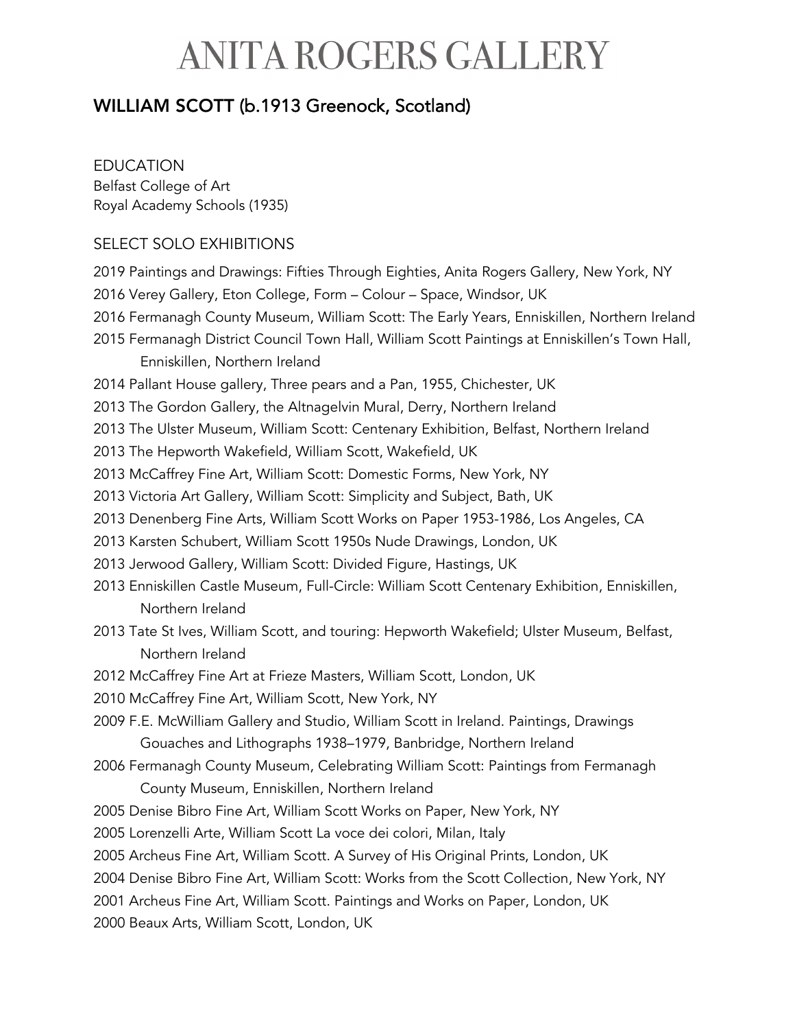# ANITA ROGERS GALLERY

## WILLIAM SCOTT (b.1913 Greenock, Scotland)

EDUCATION

Belfast College of Art
Royal Academy Schools (1935)

SELECT SOLO EXHIBITIONS

2019 Paintings and Drawings: Fifties Through Eighties, Anita Rogers Gallery, New York, NY
2016 Verey Gallery, Eton College, Form – Colour – Space, Windsor, UK
2016 Fermanagh County Museum, William Scott: The Early Years, Enniskillen, Northern Ireland
2015 Fermanagh District Council Town Hall, William Scott Paintings at Enniskillen's Town Hall, Enniskillen, Northern Ireland
2014 Pallant House gallery, Three pears and a Pan, 1955, Chichester, UK
2013 The Gordon Gallery, the Altnagelvin Mural, Derry, Northern Ireland
2013 The Ulster Museum, William Scott: Centenary Exhibition, Belfast, Northern Ireland
2013 The Hepworth Wakefield, William Scott, Wakefield, UK
2013 McCaffrey Fine Art, William Scott: Domestic Forms, New York, NY
2013 Victoria Art Gallery, William Scott: Simplicity and Subject, Bath, UK
2013 Denenberg Fine Arts, William Scott Works on Paper 1953-1986, Los Angeles, CA
2013 Karsten Schubert, William Scott 1950s Nude Drawings, London, UK
2013 Jerwood Gallery, William Scott: Divided Figure, Hastings, UK
2013 Enniskillen Castle Museum, Full-Circle: William Scott Centenary Exhibition, Enniskillen, Northern Ireland
2013 Tate St Ives, William Scott, and touring: Hepworth Wakefield; Ulster Museum, Belfast, Northern Ireland
2012 McCaffrey Fine Art at Frieze Masters, William Scott, London, UK
2010 McCaffrey Fine Art, William Scott, New York, NY
2009 F.E. McWilliam Gallery and Studio, William Scott in Ireland. Paintings, Drawings Gouaches and Lithographs 1938–1979, Banbridge, Northern Ireland
2006 Fermanagh County Museum, Celebrating William Scott: Paintings from Fermanagh County Museum, Enniskillen, Northern Ireland
2005 Denise Bibro Fine Art, William Scott Works on Paper, New York, NY
2005 Lorenzelli Arte, William Scott La voce dei colori, Milan, Italy
2005 Archeus Fine Art, William Scott. A Survey of His Original Prints, London, UK
2004 Denise Bibro Fine Art, William Scott: Works from the Scott Collection, New York, NY
2001 Archeus Fine Art, William Scott. Paintings and Works on Paper, London, UK
2000 Beaux Arts, William Scott, London, UK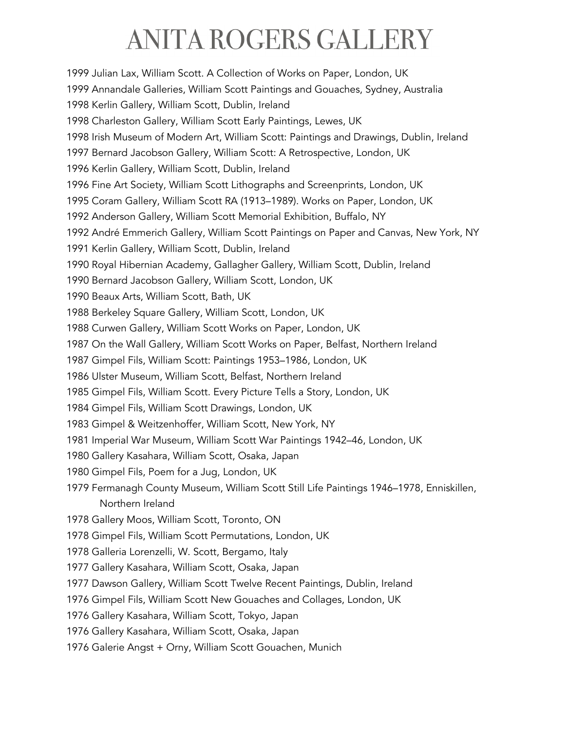1999 Julian Lax, William Scott. A Collection of Works on Paper, London, UK
1999 Annandale Galleries, William Scott Paintings and Gouaches, Sydney, Australia
1998 Kerlin Gallery, William Scott, Dublin, Ireland
1998 Charleston Gallery, William Scott Early Paintings, Lewes, UK
1998 Irish Museum of Modern Art, William Scott: Paintings and Drawings, Dublin, Ireland
1997 Bernard Jacobson Gallery, William Scott: A Retrospective, London, UK
1996 Kerlin Gallery, William Scott, Dublin, Ireland
1996 Fine Art Society, William Scott Lithographs and Screenprints, London, UK
1995 Coram Gallery, William Scott RA (1913–1989). Works on Paper, London, UK
1992 Anderson Gallery, William Scott Memorial Exhibition, Buffalo, NY
1992 André Emmerich Gallery, William Scott Paintings on Paper and Canvas, New York, NY
1991 Kerlin Gallery, William Scott, Dublin, Ireland
1990 Royal Hibernian Academy, Gallagher Gallery, William Scott, Dublin, Ireland
1990 Bernard Jacobson Gallery, William Scott, London, UK
1990 Beaux Arts, William Scott, Bath, UK
1988 Berkeley Square Gallery, William Scott, London, UK
1988 Curwen Gallery, William Scott Works on Paper, London, UK
1987 On the Wall Gallery, William Scott Works on Paper, Belfast, Northern Ireland
1987 Gimpel Fils, William Scott: Paintings 1953–1986, London, UK
1986 Ulster Museum, William Scott, Belfast, Northern Ireland
1985 Gimpel Fils, William Scott. Every Picture Tells a Story, London, UK
1984 Gimpel Fils, William Scott Drawings, London, UK
1983 Gimpel & Weitzenhoffer, William Scott, New York, NY
1981 Imperial War Museum, William Scott War Paintings 1942–46, London, UK
1980 Gallery Kasahara, William Scott, Osaka, Japan
1980 Gimpel Fils, Poem for a Jug, London, UK
1979 Fermanagh County Museum, William Scott Still Life Paintings 1946–1978, Enniskillen, Northern Ireland
1978 Gallery Moos, William Scott, Toronto, ON
1978 Gimpel Fils, William Scott Permutations, London, UK
1978 Galleria Lorenzelli, W. Scott, Bergamo, Italy
1977 Gallery Kasahara, William Scott, Osaka, Japan
1977 Dawson Gallery, William Scott Twelve Recent Paintings, Dublin, Ireland
1976 Gimpel Fils, William Scott New Gouaches and Collages, London, UK
1976 Gallery Kasahara, William Scott, Tokyo, Japan
1976 Gallery Kasahara, William Scott, Osaka, Japan
1976 Galerie Angst + Orny, William Scott Gouachen, Munich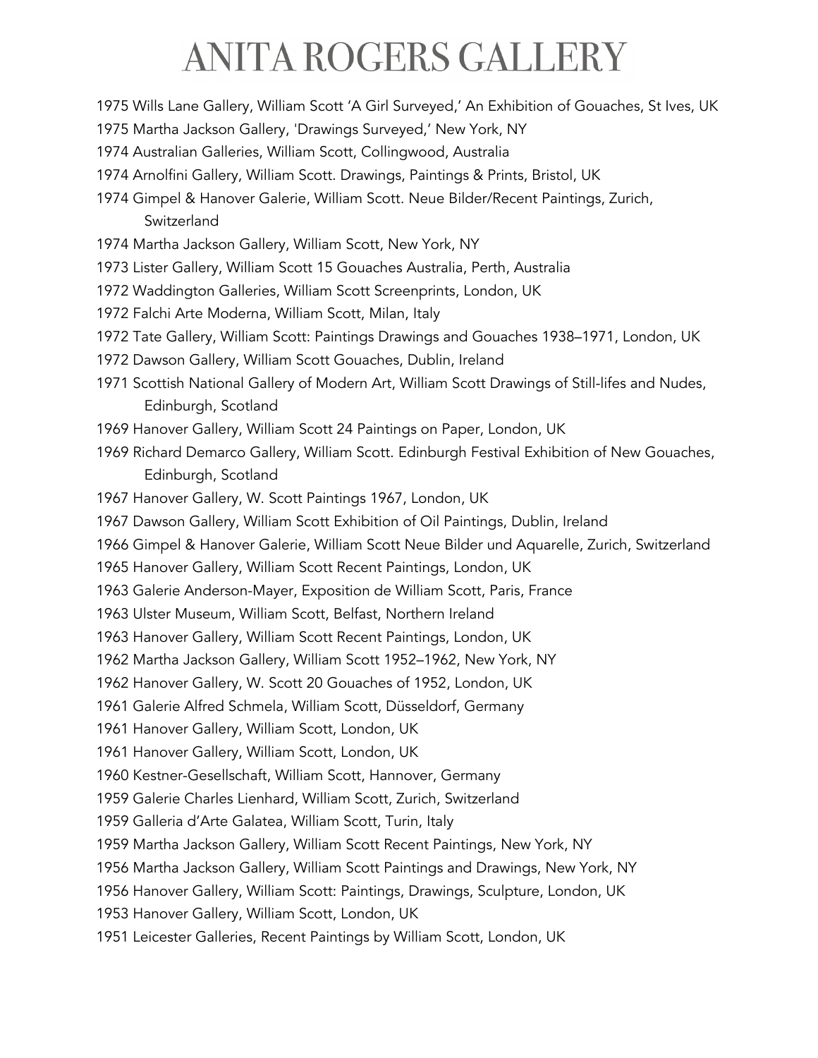1975 Wills Lane Gallery, William Scott 'A Girl Surveyed,' An Exhibition of Gouaches, St Ives, UK
1975 Martha Jackson Gallery, 'Drawings Surveyed,' New York, NY
1974 Australian Galleries, William Scott, Collingwood, Australia
1974 Arnolfini Gallery, William Scott. Drawings, Paintings & Prints, Bristol, UK
1974 Gimpel & Hanover Galerie, William Scott. Neue Bilder/Recent Paintings, Zurich, Switzerland
1974 Martha Jackson Gallery, William Scott, New York, NY
1973 Lister Gallery, William Scott 15 Gouaches Australia, Perth, Australia
1972 Waddington Galleries, William Scott Screenprints, London, UK
1972 Falchi Arte Moderna, William Scott, Milan, Italy
1972 Tate Gallery, William Scott: Paintings Drawings and Gouaches 1938–1971, London, UK
1972 Dawson Gallery, William Scott Gouaches, Dublin, Ireland
1971 Scottish National Gallery of Modern Art, William Scott Drawings of Still-lifes and Nudes, Edinburgh, Scotland
1969 Hanover Gallery, William Scott 24 Paintings on Paper, London, UK
1969 Richard Demarco Gallery, William Scott. Edinburgh Festival Exhibition of New Gouaches, Edinburgh, Scotland
1967 Hanover Gallery, W. Scott Paintings 1967, London, UK
1967 Dawson Gallery, William Scott Exhibition of Oil Paintings, Dublin, Ireland
1966 Gimpel & Hanover Galerie, William Scott Neue Bilder und Aquarelle, Zurich, Switzerland
1965 Hanover Gallery, William Scott Recent Paintings, London, UK
1963 Galerie Anderson-Mayer, Exposition de William Scott, Paris, France
1963 Ulster Museum, William Scott, Belfast, Northern Ireland
1963 Hanover Gallery, William Scott Recent Paintings, London, UK
1962 Martha Jackson Gallery, William Scott 1952–1962, New York, NY
1962 Hanover Gallery, W. Scott 20 Gouaches of 1952, London, UK
1961 Galerie Alfred Schmela, William Scott, Düsseldorf, Germany
1961 Hanover Gallery, William Scott, London, UK
1961 Hanover Gallery, William Scott, London, UK
1960 Kestner-Gesellschaft, William Scott, Hannover, Germany
1959 Galerie Charles Lienhard, William Scott, Zurich, Switzerland
1959 Galleria d'Arte Galatea, William Scott, Turin, Italy
1959 Martha Jackson Gallery, William Scott Recent Paintings, New York, NY
1956 Martha Jackson Gallery, William Scott Paintings and Drawings, New York, NY
1956 Hanover Gallery, William Scott: Paintings, Drawings, Sculpture, London, UK
1953 Hanover Gallery, William Scott, London, UK
1951 Leicester Galleries, Recent Paintings by William Scott, London, UK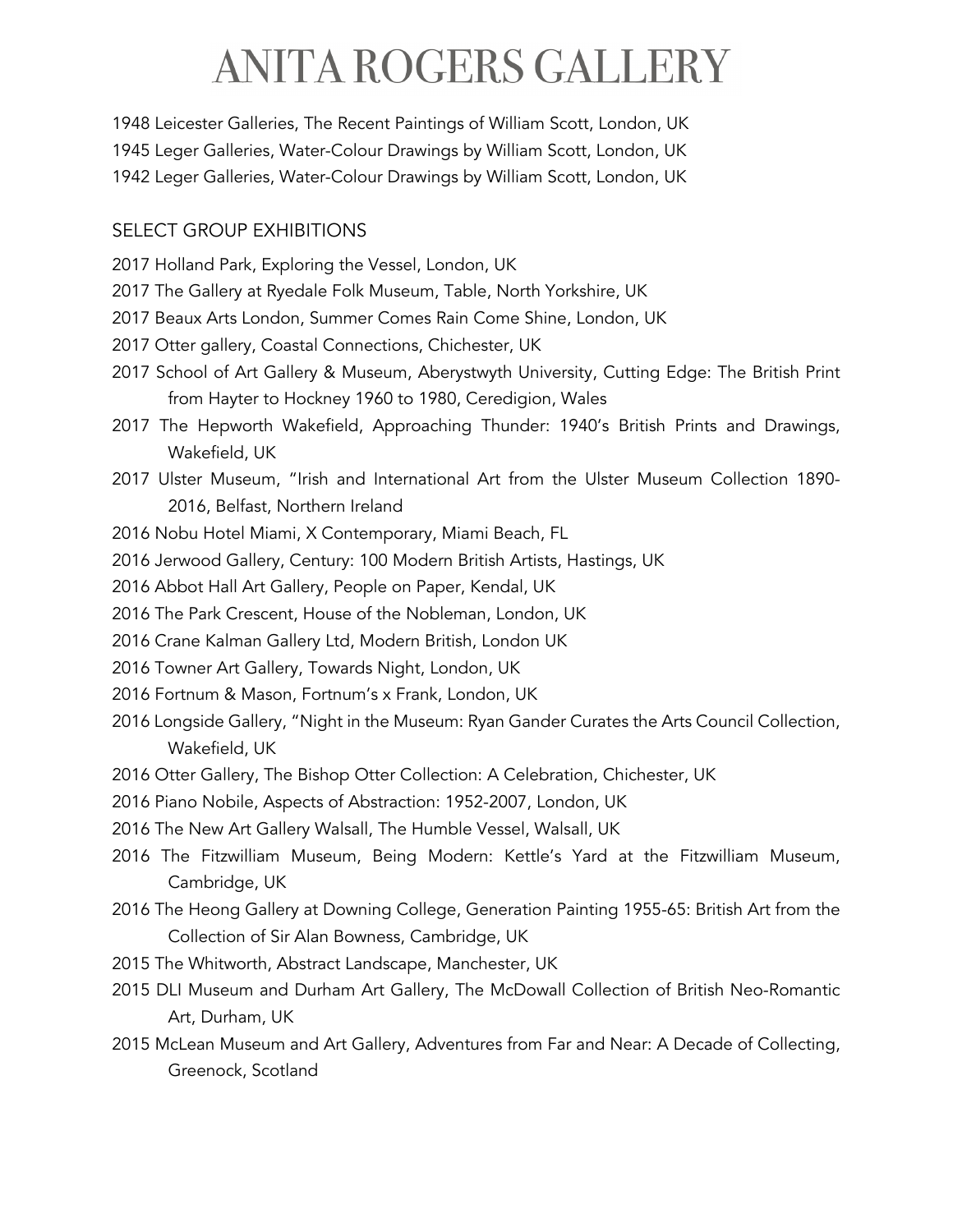1948 Leicester Galleries, The Recent Paintings of William Scott, London, UK

1945 Leger Galleries, Water-Colour Drawings by William Scott, London, UK

1942 Leger Galleries, Water-Colour Drawings by William Scott, London, UK

## SELECT GROUP EXHIBITIONS

2017 Holland Park, Exploring the Vessel, London, UK

2017 The Gallery at Ryedale Folk Museum, Table, North Yorkshire, UK

2017 Beaux Arts London, Summer Comes Rain Come Shine, London, UK

2017 Otter gallery, Coastal Connections, Chichester, UK

2017 School of Art Gallery & Museum, Aberystwyth University, Cutting Edge: The British Print from Hayter to Hockney 1960 to 1980, Ceredigion, Wales

2017 The Hepworth Wakefield, Approaching Thunder: 1940's British Prints and Drawings, Wakefield, UK

2017 Ulster Museum, "Irish and International Art from the Ulster Museum Collection 1890-2016, Belfast, Northern Ireland

2016 Nobu Hotel Miami, X Contemporary, Miami Beach, FL

2016 Jerwood Gallery, Century: 100 Modern British Artists, Hastings, UK

2016 Abbot Hall Art Gallery, People on Paper, Kendal, UK

2016 The Park Crescent, House of the Nobleman, London, UK

2016 Crane Kalman Gallery Ltd, Modern British, London UK

2016 Towner Art Gallery, Towards Night, London, UK

2016 Fortnum & Mason, Fortnum's x Frank, London, UK

2016 Longside Gallery, "Night in the Museum: Ryan Gander Curates the Arts Council Collection, Wakefield, UK

2016 Otter Gallery, The Bishop Otter Collection: A Celebration, Chichester, UK

2016 Piano Nobile, Aspects of Abstraction: 1952-2007, London, UK

2016 The New Art Gallery Walsall, The Humble Vessel, Walsall, UK

2016 The Fitzwilliam Museum, Being Modern: Kettle's Yard at the Fitzwilliam Museum, Cambridge, UK

2016 The Heong Gallery at Downing College, Generation Painting 1955-65: British Art from the Collection of Sir Alan Bowness, Cambridge, UK

2015 The Whitworth, Abstract Landscape, Manchester, UK

2015 DLI Museum and Durham Art Gallery, The McDowall Collection of British Neo-Romantic Art, Durham, UK

2015 McLean Museum and Art Gallery, Adventures from Far and Near: A Decade of Collecting, Greenock, Scotland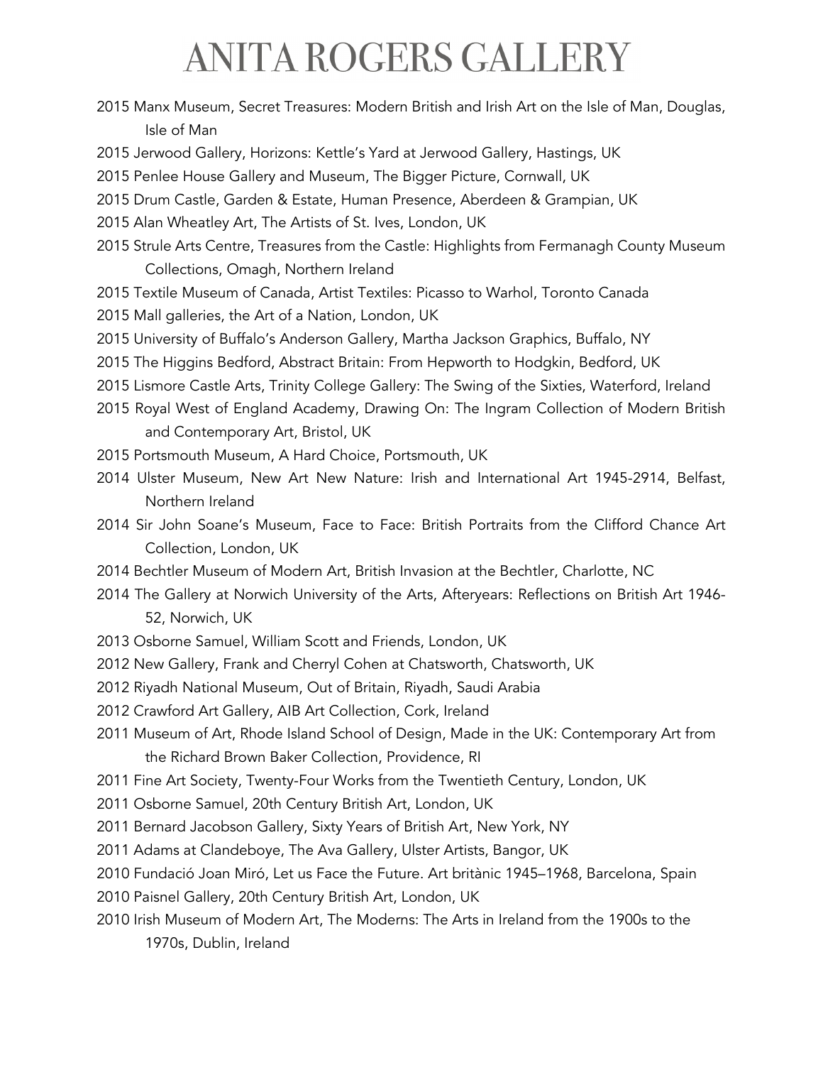2015 Manx Museum, Secret Treasures: Modern British and Irish Art on the Isle of Man, Douglas, Isle of Man

2015 Jerwood Gallery, Horizons: Kettle's Yard at Jerwood Gallery, Hastings, UK

2015 Penlee House Gallery and Museum, The Bigger Picture, Cornwall, UK

2015 Drum Castle, Garden & Estate, Human Presence, Aberdeen & Grampian, UK

2015 Alan Wheatley Art, The Artists of St. Ives, London, UK

2015 Strule Arts Centre, Treasures from the Castle: Highlights from Fermanagh County Museum Collections, Omagh, Northern Ireland

2015 Textile Museum of Canada, Artist Textiles: Picasso to Warhol, Toronto Canada

2015 Mall galleries, the Art of a Nation, London, UK

2015 University of Buffalo's Anderson Gallery, Martha Jackson Graphics, Buffalo, NY

2015 The Higgins Bedford, Abstract Britain: From Hepworth to Hodgkin, Bedford, UK

2015 Lismore Castle Arts, Trinity College Gallery: The Swing of the Sixties, Waterford, Ireland

2015 Royal West of England Academy, Drawing On: The Ingram Collection of Modern British and Contemporary Art, Bristol, UK

2015 Portsmouth Museum, A Hard Choice, Portsmouth, UK

2014 Ulster Museum, New Art New Nature: Irish and International Art 1945-2914, Belfast, Northern Ireland

2014 Sir John Soane's Museum, Face to Face: British Portraits from the Clifford Chance Art Collection, London, UK

2014 Bechtler Museum of Modern Art, British Invasion at the Bechtler, Charlotte, NC

2014 The Gallery at Norwich University of the Arts, Afteryears: Reflections on British Art 1946-52, Norwich, UK

2013 Osborne Samuel, William Scott and Friends, London, UK

2012 New Gallery, Frank and Cherryl Cohen at Chatsworth, Chatsworth, UK

2012 Riyadh National Museum, Out of Britain, Riyadh, Saudi Arabia

2012 Crawford Art Gallery, AIB Art Collection, Cork, Ireland

2011 Museum of Art, Rhode Island School of Design, Made in the UK: Contemporary Art from the Richard Brown Baker Collection, Providence, RI

2011 Fine Art Society, Twenty-Four Works from the Twentieth Century, London, UK

2011 Osborne Samuel, 20th Century British Art, London, UK

2011 Bernard Jacobson Gallery, Sixty Years of British Art, New York, NY

2011 Adams at Clandeboye, The Ava Gallery, Ulster Artists, Bangor, UK

2010 Fundació Joan Miró, Let us Face the Future. Art britànic 1945–1968, Barcelona, Spain

2010 Paisnel Gallery, 20th Century British Art, London, UK

2010 Irish Museum of Modern Art, The Moderns: The Arts in Ireland from the 1900s to the 1970s, Dublin, Ireland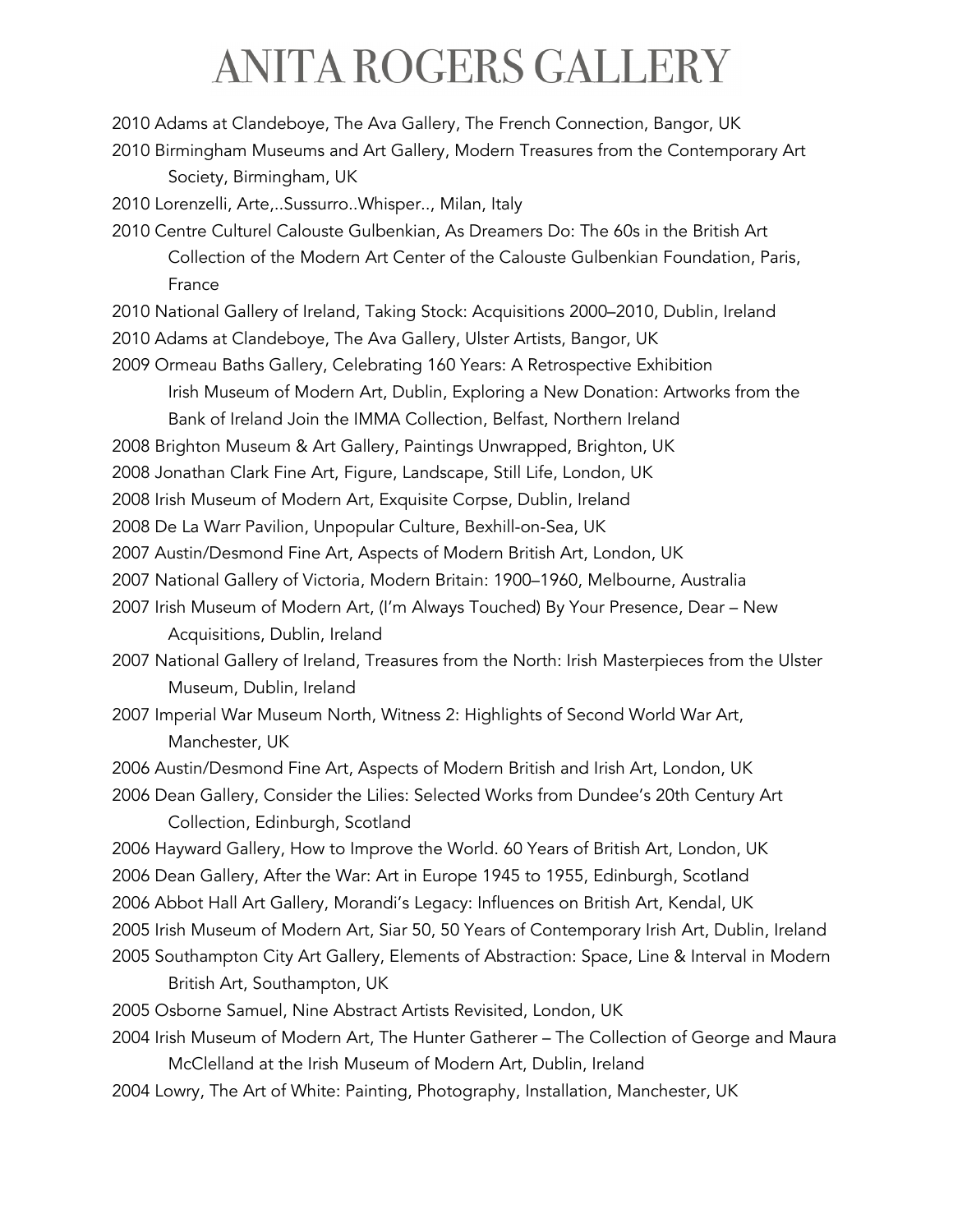2010 Adams at Clandeboye, The Ava Gallery, The French Connection, Bangor, UK

2010 Birmingham Museums and Art Gallery, Modern Treasures from the Contemporary Art Society, Birmingham, UK

2010 Lorenzelli, Arte,..Sussurro..Whisper.., Milan, Italy

2010 Centre Culturel Calouste Gulbenkian, As Dreamers Do: The 60s in the British Art Collection of the Modern Art Center of the Calouste Gulbenkian Foundation, Paris, France

2010 National Gallery of Ireland, Taking Stock: Acquisitions 2000–2010, Dublin, Ireland

2010 Adams at Clandeboye, The Ava Gallery, Ulster Artists, Bangor, UK

2009 Ormeau Baths Gallery, Celebrating 160 Years: A Retrospective Exhibition Irish Museum of Modern Art, Dublin, Exploring a New Donation: Artworks from the Bank of Ireland Join the IMMA Collection, Belfast, Northern Ireland

2008 Brighton Museum & Art Gallery, Paintings Unwrapped, Brighton, UK

2008 Jonathan Clark Fine Art, Figure, Landscape, Still Life, London, UK

2008 Irish Museum of Modern Art, Exquisite Corpse, Dublin, Ireland

2008 De La Warr Pavilion, Unpopular Culture, Bexhill-on-Sea, UK

2007 Austin/Desmond Fine Art, Aspects of Modern British Art, London, UK

2007 National Gallery of Victoria, Modern Britain: 1900–1960, Melbourne, Australia

2007 Irish Museum of Modern Art, (I'm Always Touched) By Your Presence, Dear – New Acquisitions, Dublin, Ireland

2007 National Gallery of Ireland, Treasures from the North: Irish Masterpieces from the Ulster Museum, Dublin, Ireland

2007 Imperial War Museum North, Witness 2: Highlights of Second World War Art, Manchester, UK

2006 Austin/Desmond Fine Art, Aspects of Modern British and Irish Art, London, UK

2006 Dean Gallery, Consider the Lilies: Selected Works from Dundee's 20th Century Art Collection, Edinburgh, Scotland

2006 Hayward Gallery, How to Improve the World. 60 Years of British Art, London, UK

2006 Dean Gallery, After the War: Art in Europe 1945 to 1955, Edinburgh, Scotland

2006 Abbot Hall Art Gallery, Morandi's Legacy: Influences on British Art, Kendal, UK

2005 Irish Museum of Modern Art, Siar 50, 50 Years of Contemporary Irish Art, Dublin, Ireland

2005 Southampton City Art Gallery, Elements of Abstraction: Space, Line & Interval in Modern British Art, Southampton, UK

2005 Osborne Samuel, Nine Abstract Artists Revisited, London, UK

2004 Irish Museum of Modern Art, The Hunter Gatherer – The Collection of George and Maura McClelland at the Irish Museum of Modern Art, Dublin, Ireland

2004 Lowry, The Art of White: Painting, Photography, Installation, Manchester, UK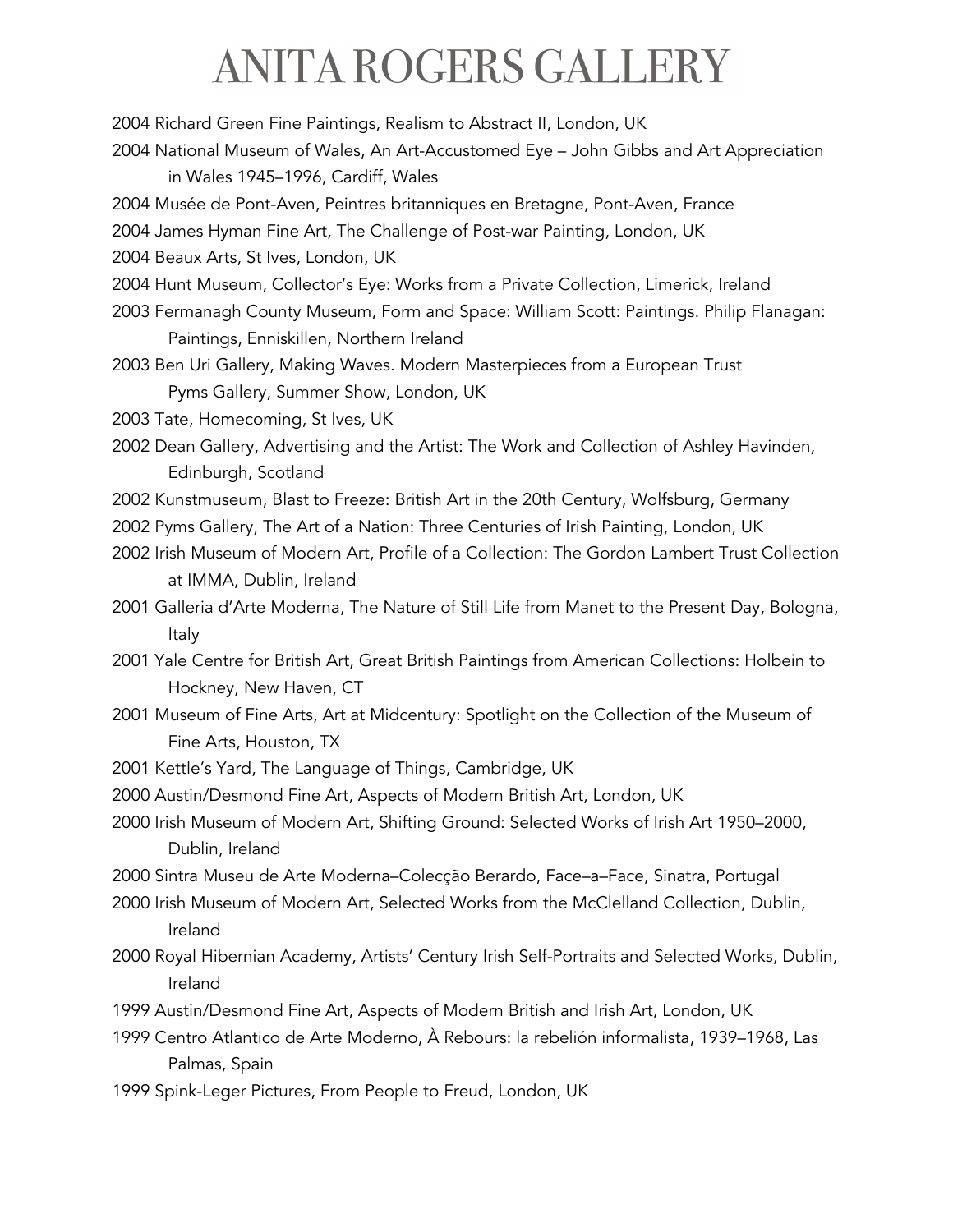2004 Richard Green Fine Paintings, Realism to Abstract II, London, UK

2004 National Museum of Wales, An Art-Accustomed Eye – John Gibbs and Art Appreciation in Wales 1945–1996, Cardiff, Wales

2004 Musée de Pont-Aven, Peintres britanniques en Bretagne, Pont-Aven, France

2004 James Hyman Fine Art, The Challenge of Post-war Painting, London, UK

2004 Beaux Arts, St Ives, London, UK

2004 Hunt Museum, Collector's Eye: Works from a Private Collection, Limerick, Ireland

2003 Fermanagh County Museum, Form and Space: William Scott: Paintings. Philip Flanagan: Paintings, Enniskillen, Northern Ireland

2003 Ben Uri Gallery, Making Waves. Modern Masterpieces from a European Trust Pyms Gallery, Summer Show, London, UK

2003 Tate, Homecoming, St Ives, UK

2002 Dean Gallery, Advertising and the Artist: The Work and Collection of Ashley Havinden, Edinburgh, Scotland

2002 Kunstmuseum, Blast to Freeze: British Art in the 20th Century, Wolfsburg, Germany

2002 Pyms Gallery, The Art of a Nation: Three Centuries of Irish Painting, London, UK

2002 Irish Museum of Modern Art, Profile of a Collection: The Gordon Lambert Trust Collection at IMMA, Dublin, Ireland

2001 Galleria d'Arte Moderna, The Nature of Still Life from Manet to the Present Day, Bologna, Italy

2001 Yale Centre for British Art, Great British Paintings from American Collections: Holbein to Hockney, New Haven, CT

2001 Museum of Fine Arts, Art at Midcentury: Spotlight on the Collection of the Museum of Fine Arts, Houston, TX

2001 Kettle's Yard, The Language of Things, Cambridge, UK

2000 Austin/Desmond Fine Art, Aspects of Modern British Art, London, UK

2000 Irish Museum of Modern Art, Shifting Ground: Selected Works of Irish Art 1950–2000, Dublin, Ireland

2000 Sintra Museu de Arte Moderna–Colecção Berardo, Face–a–Face, Sinatra, Portugal

2000 Irish Museum of Modern Art, Selected Works from the McClelland Collection, Dublin, Ireland

2000 Royal Hibernian Academy, Artists' Century Irish Self-Portraits and Selected Works, Dublin, Ireland

1999 Austin/Desmond Fine Art, Aspects of Modern British and Irish Art, London, UK

1999 Centro Atlantico de Arte Moderno, À Rebours: la rebelión informalista, 1939–1968, Las Palmas, Spain

1999 Spink-Leger Pictures, From People to Freud, London, UK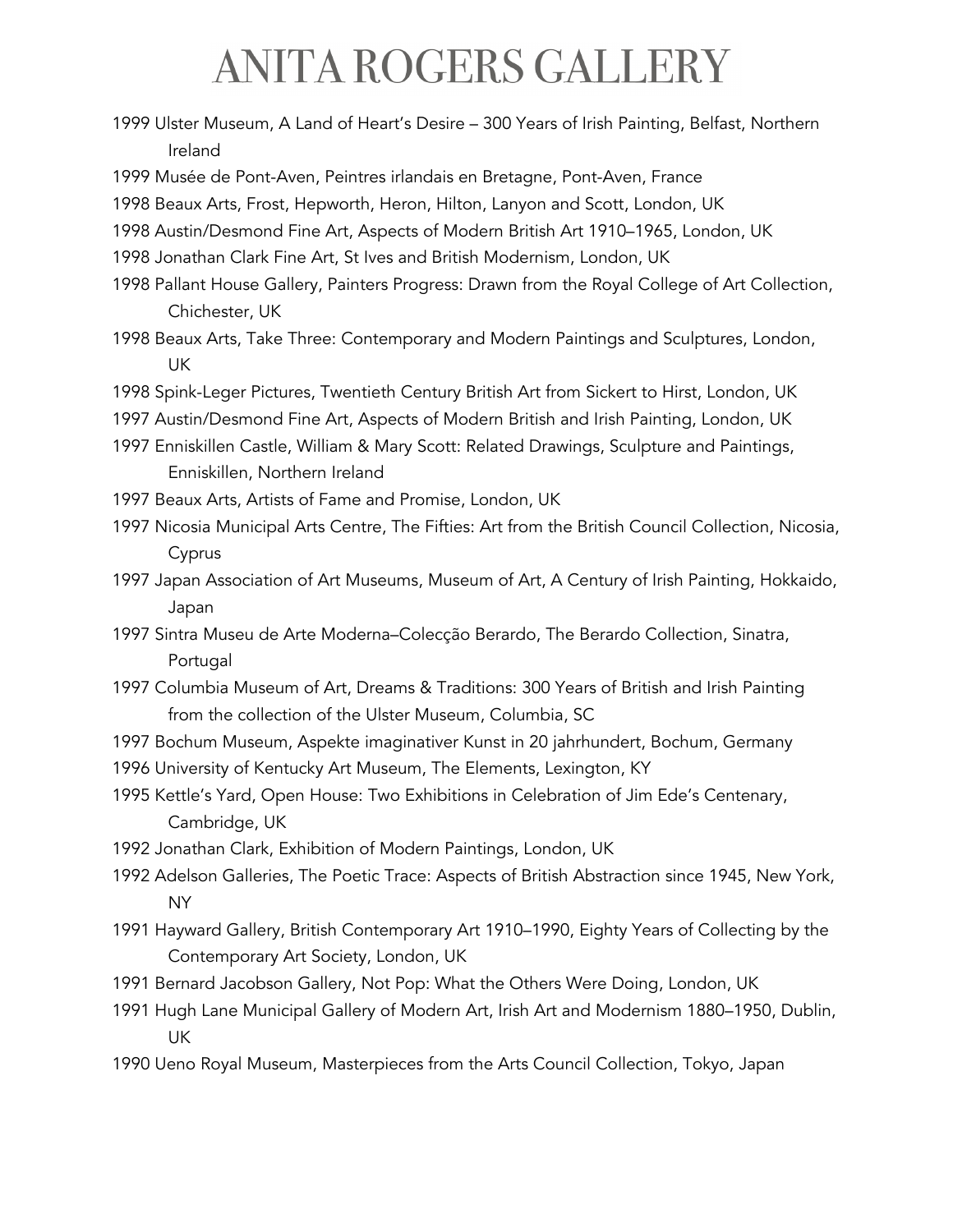1999 Ulster Museum, A Land of Heart's Desire – 300 Years of Irish Painting, Belfast, Northern Ireland

1999 Musée de Pont-Aven, Peintres irlandais en Bretagne, Pont-Aven, France

1998 Beaux Arts, Frost, Hepworth, Heron, Hilton, Lanyon and Scott, London, UK

1998 Austin/Desmond Fine Art, Aspects of Modern British Art 1910–1965, London, UK

1998 Jonathan Clark Fine Art, St Ives and British Modernism, London, UK

1998 Pallant House Gallery, Painters Progress: Drawn from the Royal College of Art Collection, Chichester, UK

1998 Beaux Arts, Take Three: Contemporary and Modern Paintings and Sculptures, London, UK

1998 Spink-Leger Pictures, Twentieth Century British Art from Sickert to Hirst, London, UK

1997 Austin/Desmond Fine Art, Aspects of Modern British and Irish Painting, London, UK

1997 Enniskillen Castle, William & Mary Scott: Related Drawings, Sculpture and Paintings, Enniskillen, Northern Ireland

1997 Beaux Arts, Artists of Fame and Promise, London, UK

1997 Nicosia Municipal Arts Centre, The Fifties: Art from the British Council Collection, Nicosia, Cyprus

1997 Japan Association of Art Museums, Museum of Art, A Century of Irish Painting, Hokkaido, Japan

1997 Sintra Museu de Arte Moderna–Colecção Berardo, The Berardo Collection, Sinatra, Portugal

1997 Columbia Museum of Art, Dreams & Traditions: 300 Years of British and Irish Painting from the collection of the Ulster Museum, Columbia, SC

1997 Bochum Museum, Aspekte imaginativer Kunst in 20 jahrhundert, Bochum, Germany

1996 University of Kentucky Art Museum, The Elements, Lexington, KY

1995 Kettle's Yard, Open House: Two Exhibitions in Celebration of Jim Ede's Centenary, Cambridge, UK

1992 Jonathan Clark, Exhibition of Modern Paintings, London, UK

1992 Adelson Galleries, The Poetic Trace: Aspects of British Abstraction since 1945, New York, NY

1991 Hayward Gallery, British Contemporary Art 1910–1990, Eighty Years of Collecting by the Contemporary Art Society, London, UK

1991 Bernard Jacobson Gallery, Not Pop: What the Others Were Doing, London, UK

1991 Hugh Lane Municipal Gallery of Modern Art, Irish Art and Modernism 1880–1950, Dublin, UK

1990 Ueno Royal Museum, Masterpieces from the Arts Council Collection, Tokyo, Japan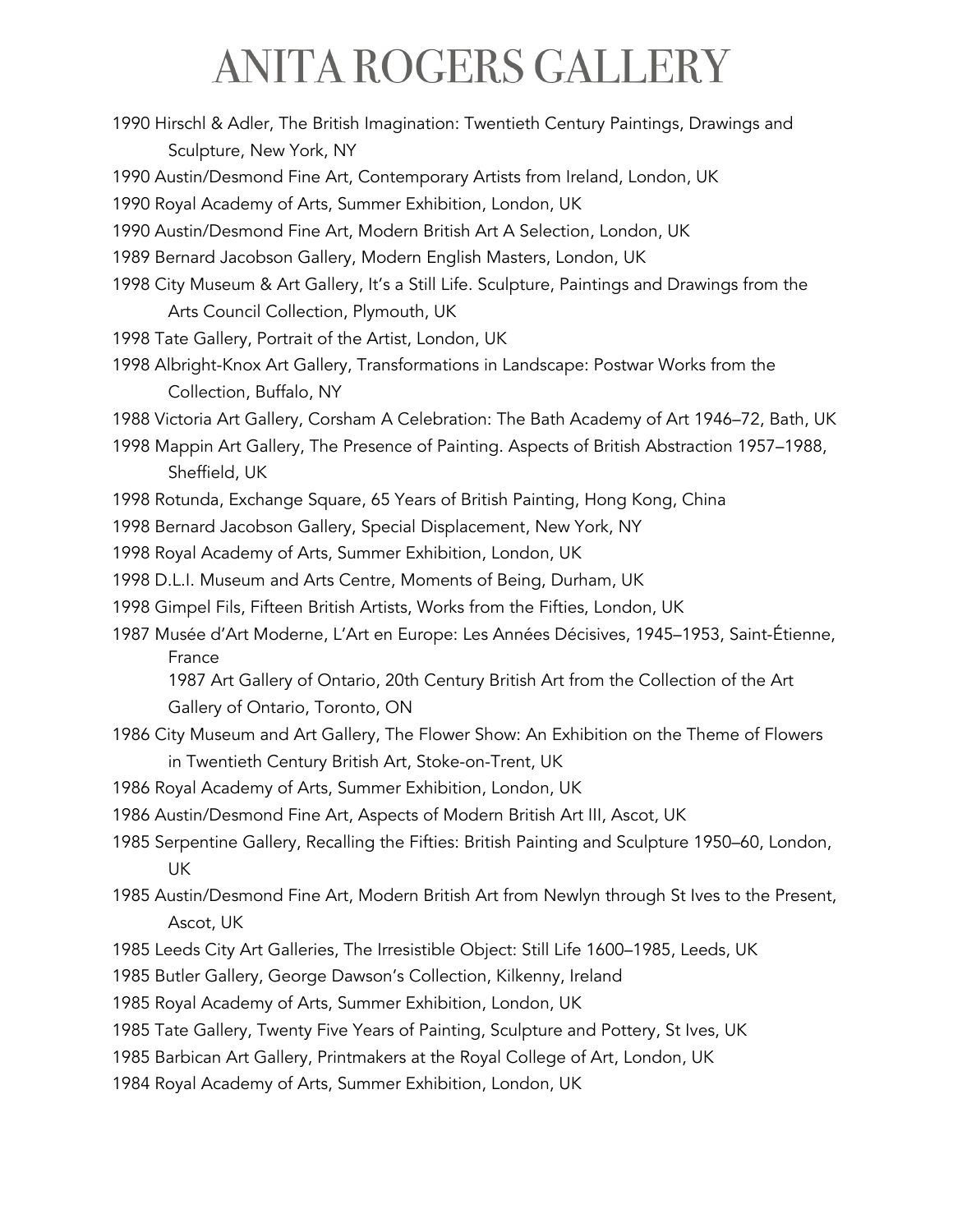1990 Hirschl & Adler, The British Imagination: Twentieth Century Paintings, Drawings and Sculpture, New York, NY

1990 Austin/Desmond Fine Art, Contemporary Artists from Ireland, London, UK

1990 Royal Academy of Arts, Summer Exhibition, London, UK

1990 Austin/Desmond Fine Art, Modern British Art A Selection, London, UK

1989 Bernard Jacobson Gallery, Modern English Masters, London, UK

1998 City Museum & Art Gallery, It's a Still Life. Sculpture, Paintings and Drawings from the Arts Council Collection, Plymouth, UK

1998 Tate Gallery, Portrait of the Artist, London, UK

1998 Albright-Knox Art Gallery, Transformations in Landscape: Postwar Works from the Collection, Buffalo, NY

1988 Victoria Art Gallery, Corsham A Celebration: The Bath Academy of Art 1946–72, Bath, UK

1998 Mappin Art Gallery, The Presence of Painting. Aspects of British Abstraction 1957–1988, Sheffield, UK

1998 Rotunda, Exchange Square, 65 Years of British Painting, Hong Kong, China

1998 Bernard Jacobson Gallery, Special Displacement, New York, NY

1998 Royal Academy of Arts, Summer Exhibition, London, UK

1998 D.L.I. Museum and Arts Centre, Moments of Being, Durham, UK

1998 Gimpel Fils, Fifteen British Artists, Works from the Fifties, London, UK

1987 Musée d'Art Moderne, L'Art en Europe: Les Années Décisives, 1945–1953, Saint-Étienne, France

1987 Art Gallery of Ontario, 20th Century British Art from the Collection of the Art Gallery of Ontario, Toronto, ON

1986 City Museum and Art Gallery, The Flower Show: An Exhibition on the Theme of Flowers in Twentieth Century British Art, Stoke-on-Trent, UK

1986 Royal Academy of Arts, Summer Exhibition, London, UK

1986 Austin/Desmond Fine Art, Aspects of Modern British Art III, Ascot, UK

1985 Serpentine Gallery, Recalling the Fifties: British Painting and Sculpture 1950–60, London, UK

1985 Austin/Desmond Fine Art, Modern British Art from Newlyn through St Ives to the Present, Ascot, UK

1985 Leeds City Art Galleries, The Irresistible Object: Still Life 1600–1985, Leeds, UK

1985 Butler Gallery, George Dawson's Collection, Kilkenny, Ireland

1985 Royal Academy of Arts, Summer Exhibition, London, UK

1985 Tate Gallery, Twenty Five Years of Painting, Sculpture and Pottery, St Ives, UK

1985 Barbican Art Gallery, Printmakers at the Royal College of Art, London, UK

1984 Royal Academy of Arts, Summer Exhibition, London, UK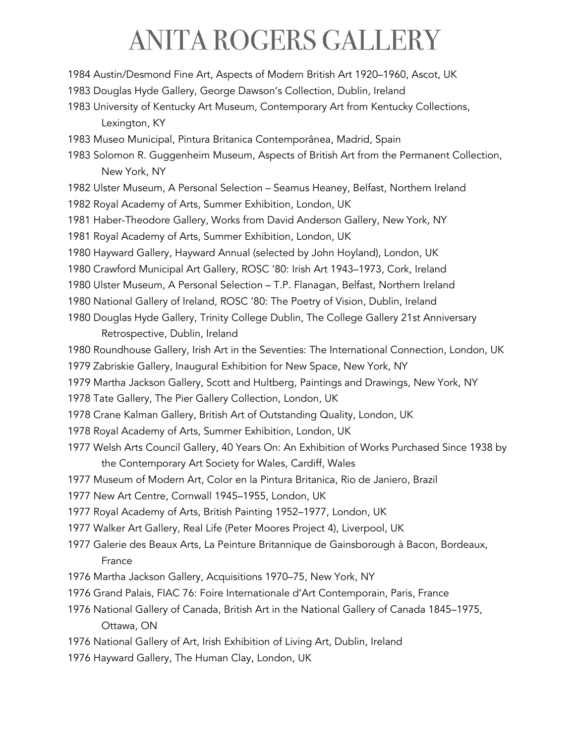1984 Austin/Desmond Fine Art, Aspects of Modern British Art 1920–1960, Ascot, UK

1983 Douglas Hyde Gallery, George Dawson's Collection, Dublin, Ireland

1983 University of Kentucky Art Museum, Contemporary Art from Kentucky Collections, Lexington, KY

1983 Museo Municipal, Pintura Britanica Contemporânea, Madrid, Spain

1983 Solomon R. Guggenheim Museum, Aspects of British Art from the Permanent Collection, New York, NY

1982 Ulster Museum, A Personal Selection – Seamus Heaney, Belfast, Northern Ireland

1982 Royal Academy of Arts, Summer Exhibition, London, UK

1981 Haber-Theodore Gallery, Works from David Anderson Gallery, New York, NY

1981 Royal Academy of Arts, Summer Exhibition, London, UK

1980 Hayward Gallery, Hayward Annual (selected by John Hoyland), London, UK

1980 Crawford Municipal Art Gallery, ROSC '80: Irish Art 1943–1973, Cork, Ireland

1980 Ulster Museum, A Personal Selection – T.P. Flanagan, Belfast, Northern Ireland

1980 National Gallery of Ireland, ROSC '80: The Poetry of Vision, Dublin, Ireland

1980 Douglas Hyde Gallery, Trinity College Dublin, The College Gallery 21st Anniversary Retrospective, Dublin, Ireland

1980 Roundhouse Gallery, Irish Art in the Seventies: The International Connection, London, UK

1979 Zabriskie Gallery, Inaugural Exhibition for New Space, New York, NY

1979 Martha Jackson Gallery, Scott and Hultberg, Paintings and Drawings, New York, NY

1978 Tate Gallery, The Pier Gallery Collection, London, UK

1978 Crane Kalman Gallery, British Art of Outstanding Quality, London, UK

1978 Royal Academy of Arts, Summer Exhibition, London, UK

1977 Welsh Arts Council Gallery, 40 Years On: An Exhibition of Works Purchased Since 1938 by the Contemporary Art Society for Wales, Cardiff, Wales

1977 Museum of Modern Art, Color en la Pintura Britanica, Rio de Janiero, Brazil

1977 New Art Centre, Cornwall 1945–1955, London, UK

1977 Royal Academy of Arts, British Painting 1952–1977, London, UK

1977 Walker Art Gallery, Real Life (Peter Moores Project 4), Liverpool, UK

1977 Galerie des Beaux Arts, La Peinture Britannique de Gainsborough à Bacon, Bordeaux, France

1976 Martha Jackson Gallery, Acquisitions 1970–75, New York, NY

1976 Grand Palais, FIAC 76: Foire Internationale d'Art Contemporain, Paris, France

1976 National Gallery of Canada, British Art in the National Gallery of Canada 1845–1975, Ottawa, ON

1976 National Gallery of Art, Irish Exhibition of Living Art, Dublin, Ireland

1976 Hayward Gallery, The Human Clay, London, UK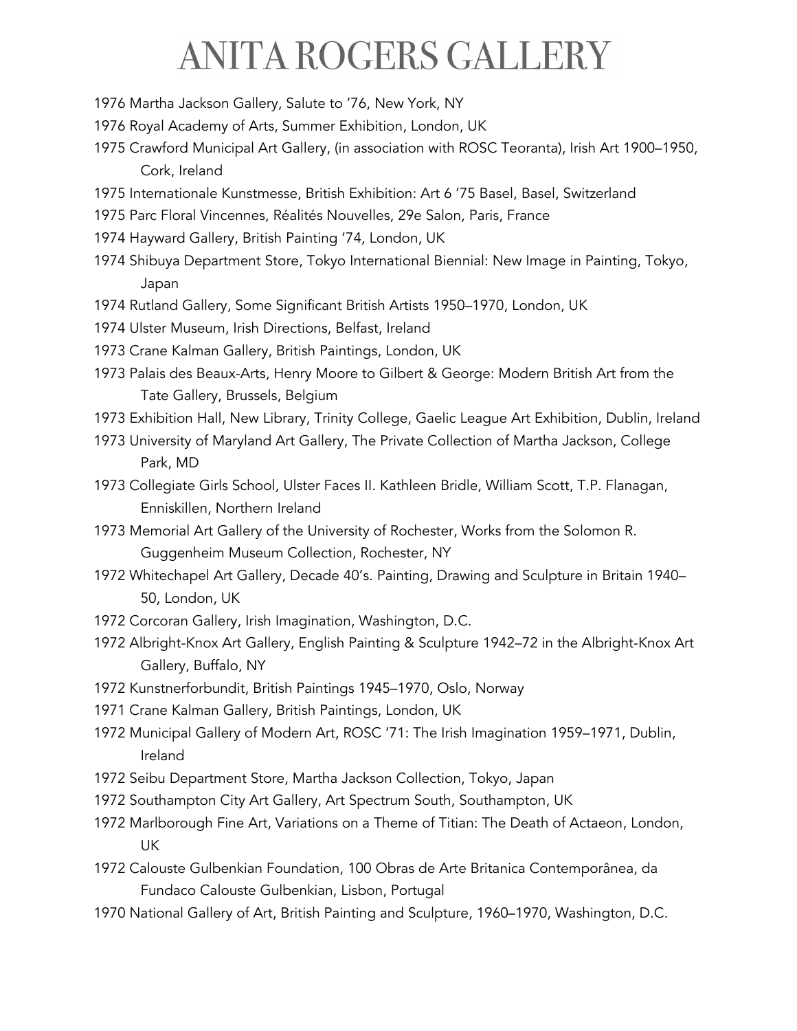1976 Martha Jackson Gallery, Salute to '76, New York, NY

1976 Royal Academy of Arts, Summer Exhibition, London, UK

1975 Crawford Municipal Art Gallery, (in association with ROSC Teoranta), Irish Art 1900–1950, Cork, Ireland

1975 Internationale Kunstmesse, British Exhibition: Art 6 '75 Basel, Basel, Switzerland

1975 Parc Floral Vincennes, Réalités Nouvelles, 29e Salon, Paris, France

1974 Hayward Gallery, British Painting '74, London, UK

1974 Shibuya Department Store, Tokyo International Biennial: New Image in Painting, Tokyo, Japan

1974 Rutland Gallery, Some Significant British Artists 1950–1970, London, UK

1974 Ulster Museum, Irish Directions, Belfast, Ireland

1973 Crane Kalman Gallery, British Paintings, London, UK

1973 Palais des Beaux-Arts, Henry Moore to Gilbert & George: Modern British Art from the Tate Gallery, Brussels, Belgium

1973 Exhibition Hall, New Library, Trinity College, Gaelic League Art Exhibition, Dublin, Ireland

1973 University of Maryland Art Gallery, The Private Collection of Martha Jackson, College Park, MD

1973 Collegiate Girls School, Ulster Faces II. Kathleen Bridle, William Scott, T.P. Flanagan, Enniskillen, Northern Ireland

1973 Memorial Art Gallery of the University of Rochester, Works from the Solomon R. Guggenheim Museum Collection, Rochester, NY

1972 Whitechapel Art Gallery, Decade 40's. Painting, Drawing and Sculpture in Britain 1940–50, London, UK

1972 Corcoran Gallery, Irish Imagination, Washington, D.C.

1972 Albright-Knox Art Gallery, English Painting & Sculpture 1942–72 in the Albright-Knox Art Gallery, Buffalo, NY

1972 Kunstnerforbundit, British Paintings 1945–1970, Oslo, Norway

1971 Crane Kalman Gallery, British Paintings, London, UK

1972 Municipal Gallery of Modern Art, ROSC '71: The Irish Imagination 1959–1971, Dublin, Ireland

1972 Seibu Department Store, Martha Jackson Collection, Tokyo, Japan

1972 Southampton City Art Gallery, Art Spectrum South, Southampton, UK

1972 Marlborough Fine Art, Variations on a Theme of Titian: The Death of Actaeon, London, UK

1972 Calouste Gulbenkian Foundation, 100 Obras de Arte Britanica Contemporânea, da Fundaco Calouste Gulbenkian, Lisbon, Portugal

1970 National Gallery of Art, British Painting and Sculpture, 1960–1970, Washington, D.C.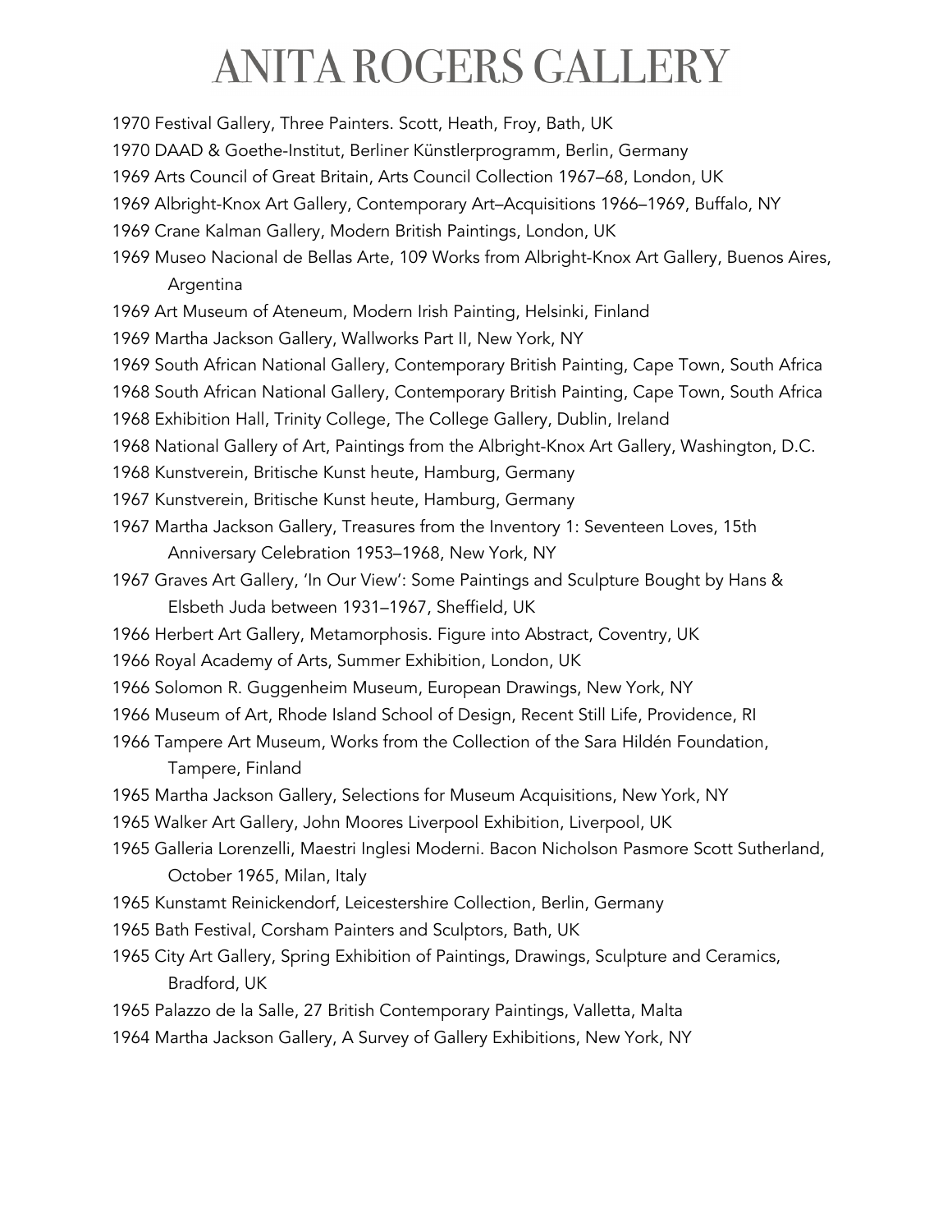1970 Festival Gallery, Three Painters. Scott, Heath, Froy, Bath, UK

1970 DAAD & Goethe-Institut, Berliner Künstlerprogramm, Berlin, Germany

1969 Arts Council of Great Britain, Arts Council Collection 1967–68, London, UK

1969 Albright-Knox Art Gallery, Contemporary Art–Acquisitions 1966–1969, Buffalo, NY

1969 Crane Kalman Gallery, Modern British Paintings, London, UK

1969 Museo Nacional de Bellas Arte, 109 Works from Albright-Knox Art Gallery, Buenos Aires, Argentina

1969 Art Museum of Ateneum, Modern Irish Painting, Helsinki, Finland

1969 Martha Jackson Gallery, Wallworks Part II, New York, NY

1969 South African National Gallery, Contemporary British Painting, Cape Town, South Africa

1968 South African National Gallery, Contemporary British Painting, Cape Town, South Africa

1968 Exhibition Hall, Trinity College, The College Gallery, Dublin, Ireland

1968 National Gallery of Art, Paintings from the Albright-Knox Art Gallery, Washington, D.C.

1968 Kunstverein, Britische Kunst heute, Hamburg, Germany

1967 Kunstverein, Britische Kunst heute, Hamburg, Germany

1967 Martha Jackson Gallery, Treasures from the Inventory 1: Seventeen Loves, 15th Anniversary Celebration 1953–1968, New York, NY

1967 Graves Art Gallery, 'In Our View': Some Paintings and Sculpture Bought by Hans & Elsbeth Juda between 1931–1967, Sheffield, UK

1966 Herbert Art Gallery, Metamorphosis. Figure into Abstract, Coventry, UK

1966 Royal Academy of Arts, Summer Exhibition, London, UK

1966 Solomon R. Guggenheim Museum, European Drawings, New York, NY

1966 Museum of Art, Rhode Island School of Design, Recent Still Life, Providence, RI

1966 Tampere Art Museum, Works from the Collection of the Sara Hildén Foundation, Tampere, Finland

1965 Martha Jackson Gallery, Selections for Museum Acquisitions, New York, NY

1965 Walker Art Gallery, John Moores Liverpool Exhibition, Liverpool, UK

1965 Galleria Lorenzelli, Maestri Inglesi Moderni. Bacon Nicholson Pasmore Scott Sutherland, October 1965, Milan, Italy

1965 Kunstamt Reinickendorf, Leicestershire Collection, Berlin, Germany

1965 Bath Festival, Corsham Painters and Sculptors, Bath, UK

1965 City Art Gallery, Spring Exhibition of Paintings, Drawings, Sculpture and Ceramics, Bradford, UK

1965 Palazzo de la Salle, 27 British Contemporary Paintings, Valletta, Malta

1964 Martha Jackson Gallery, A Survey of Gallery Exhibitions, New York, NY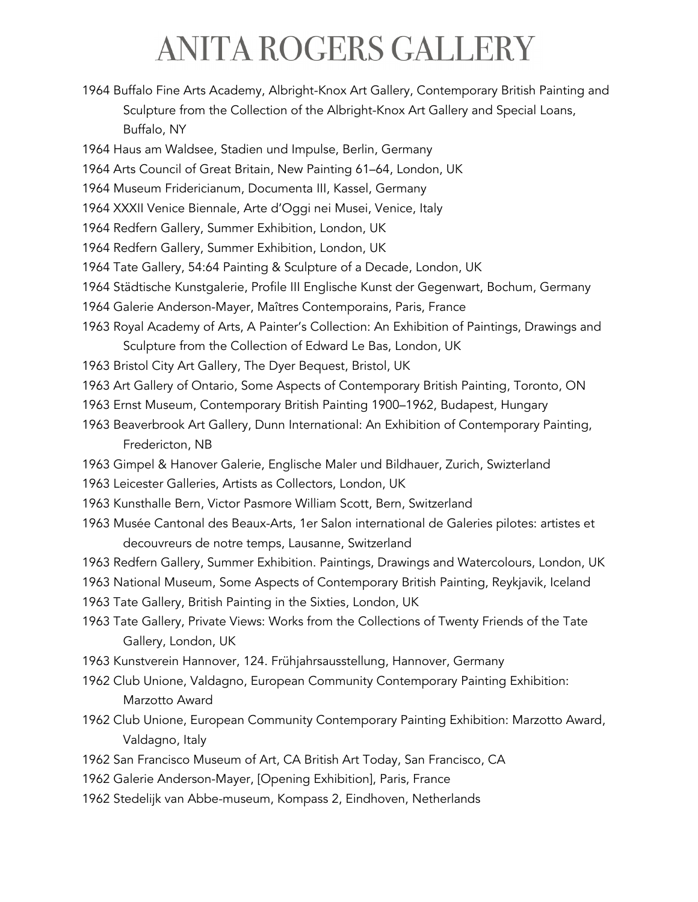1964 Buffalo Fine Arts Academy, Albright-Knox Art Gallery, Contemporary British Painting and Sculpture from the Collection of the Albright-Knox Art Gallery and Special Loans, Buffalo, NY

1964 Haus am Waldsee, Stadien und Impulse, Berlin, Germany

1964 Arts Council of Great Britain, New Painting 61–64, London, UK

1964 Museum Fridericianum, Documenta III, Kassel, Germany

1964 XXXII Venice Biennale, Arte d'Oggi nei Musei, Venice, Italy

1964 Redfern Gallery, Summer Exhibition, London, UK

1964 Redfern Gallery, Summer Exhibition, London, UK

1964 Tate Gallery, 54:64 Painting & Sculpture of a Decade, London, UK

1964 Städtische Kunstgalerie, Profile III Englische Kunst der Gegenwart, Bochum, Germany

1964 Galerie Anderson-Mayer, Maîtres Contemporains, Paris, France

1963 Royal Academy of Arts, A Painter's Collection: An Exhibition of Paintings, Drawings and Sculpture from the Collection of Edward Le Bas, London, UK

1963 Bristol City Art Gallery, The Dyer Bequest, Bristol, UK

1963 Art Gallery of Ontario, Some Aspects of Contemporary British Painting, Toronto, ON

1963 Ernst Museum, Contemporary British Painting 1900–1962, Budapest, Hungary

1963 Beaverbrook Art Gallery, Dunn International: An Exhibition of Contemporary Painting, Fredericton, NB

1963 Gimpel & Hanover Galerie, Englische Maler und Bildhauer, Zurich, Swizterland

1963 Leicester Galleries, Artists as Collectors, London, UK

1963 Kunsthalle Bern, Victor Pasmore William Scott, Bern, Switzerland

1963 Musée Cantonal des Beaux-Arts, 1er Salon international de Galeries pilotes: artistes et decouvreurs de notre temps, Lausanne, Switzerland

1963 Redfern Gallery, Summer Exhibition. Paintings, Drawings and Watercolours, London, UK

1963 National Museum, Some Aspects of Contemporary British Painting, Reykjavik, Iceland

1963 Tate Gallery, British Painting in the Sixties, London, UK

1963 Tate Gallery, Private Views: Works from the Collections of Twenty Friends of the Tate Gallery, London, UK

1963 Kunstverein Hannover, 124. Frühjahrsausstellung, Hannover, Germany

1962 Club Unione, Valdagno, European Community Contemporary Painting Exhibition: Marzotto Award

1962 Club Unione, European Community Contemporary Painting Exhibition: Marzotto Award, Valdagno, Italy

1962 San Francisco Museum of Art, CA British Art Today, San Francisco, CA

1962 Galerie Anderson-Mayer, [Opening Exhibition], Paris, France

1962 Stedelijk van Abbe-museum, Kompass 2, Eindhoven, Netherlands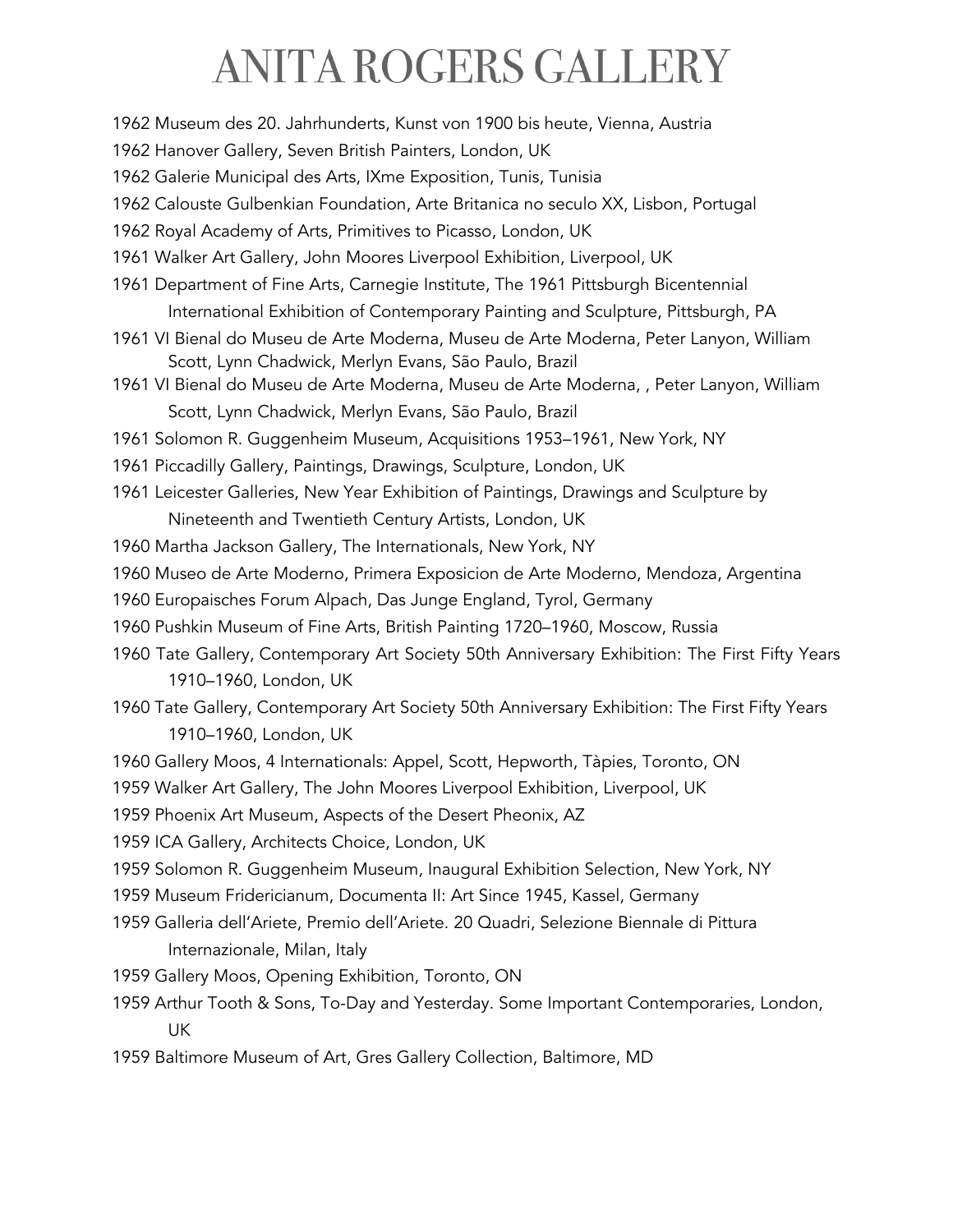1962 Museum des 20. Jahrhunderts, Kunst von 1900 bis heute, Vienna, Austria

1962 Hanover Gallery, Seven British Painters, London, UK

1962 Galerie Municipal des Arts, IXme Exposition, Tunis, Tunisia

1962 Calouste Gulbenkian Foundation, Arte Britanica no seculo XX, Lisbon, Portugal

1962 Royal Academy of Arts, Primitives to Picasso, London, UK

1961 Walker Art Gallery, John Moores Liverpool Exhibition, Liverpool, UK

1961 Department of Fine Arts, Carnegie Institute, The 1961 Pittsburgh Bicentennial International Exhibition of Contemporary Painting and Sculpture, Pittsburgh, PA

1961 VI Bienal do Museu de Arte Moderna, Museu de Arte Moderna, Peter Lanyon, William Scott, Lynn Chadwick, Merlyn Evans, São Paulo, Brazil

1961 VI Bienal do Museu de Arte Moderna, Museu de Arte Moderna, , Peter Lanyon, William Scott, Lynn Chadwick, Merlyn Evans, São Paulo, Brazil

1961 Solomon R. Guggenheim Museum, Acquisitions 1953–1961, New York, NY

1961 Piccadilly Gallery, Paintings, Drawings, Sculpture, London, UK

1961 Leicester Galleries, New Year Exhibition of Paintings, Drawings and Sculpture by Nineteenth and Twentieth Century Artists, London, UK

1960 Martha Jackson Gallery, The Internationals, New York, NY

1960 Museo de Arte Moderno, Primera Exposicion de Arte Moderno, Mendoza, Argentina

1960 Europaisches Forum Alpach, Das Junge England, Tyrol, Germany

1960 Pushkin Museum of Fine Arts, British Painting 1720–1960, Moscow, Russia

1960 Tate Gallery, Contemporary Art Society 50th Anniversary Exhibition: The First Fifty Years 1910–1960, London, UK

1960 Tate Gallery, Contemporary Art Society 50th Anniversary Exhibition: The First Fifty Years 1910–1960, London, UK

1960 Gallery Moos, 4 Internationals: Appel, Scott, Hepworth, Tàpies, Toronto, ON

1959 Walker Art Gallery, The John Moores Liverpool Exhibition, Liverpool, UK

1959 Phoenix Art Museum, Aspects of the Desert Pheonix, AZ

1959 ICA Gallery, Architects Choice, London, UK

1959 Solomon R. Guggenheim Museum, Inaugural Exhibition Selection, New York, NY

1959 Museum Fridericianum, Documenta II: Art Since 1945, Kassel, Germany

1959 Galleria dell'Ariete, Premio dell'Ariete. 20 Quadri, Selezione Biennale di Pittura Internazionale, Milan, Italy

1959 Gallery Moos, Opening Exhibition, Toronto, ON

1959 Arthur Tooth & Sons, To-Day and Yesterday. Some Important Contemporaries, London, UK

1959 Baltimore Museum of Art, Gres Gallery Collection, Baltimore, MD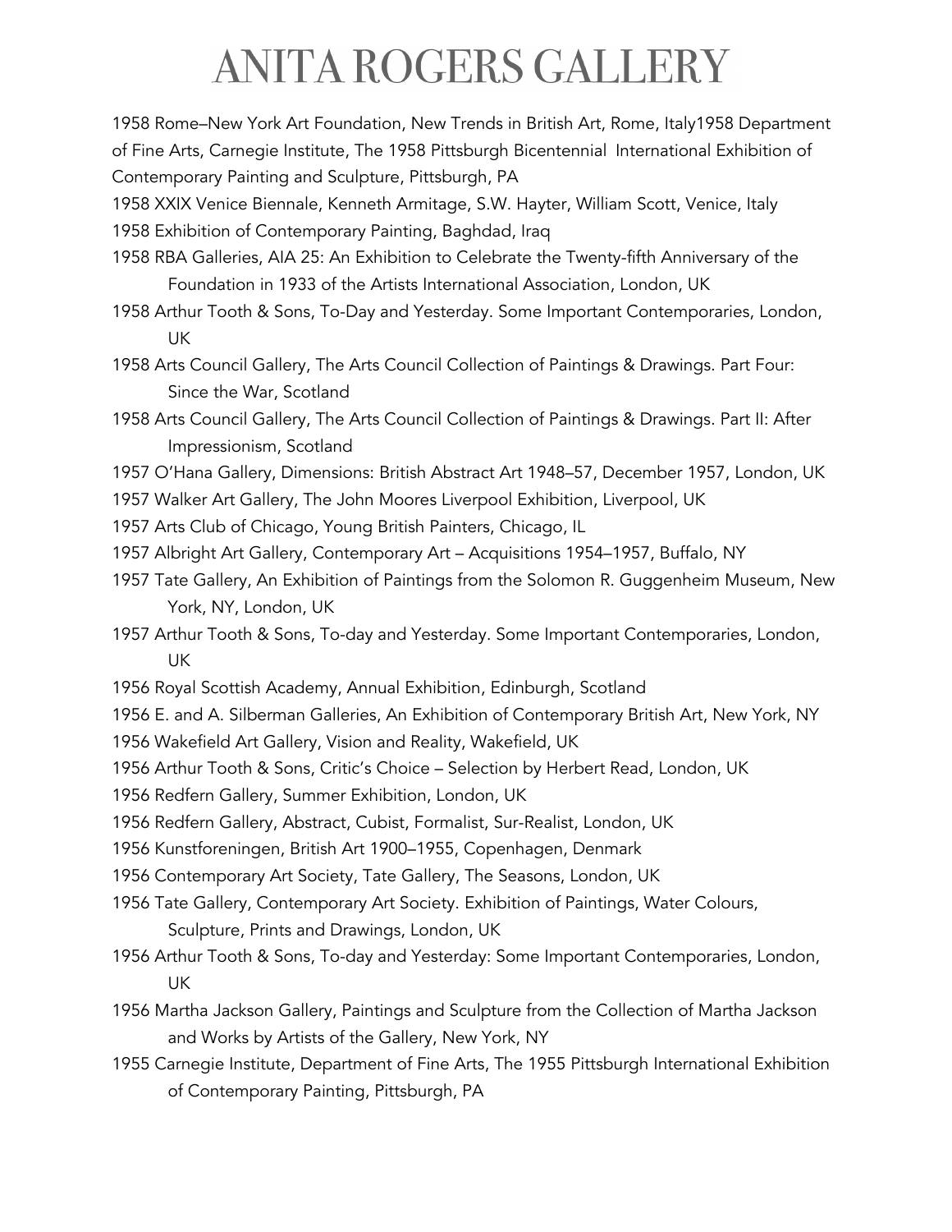1958 Rome–New York Art Foundation, New Trends in British Art, Rome, Italy1958 Department of Fine Arts, Carnegie Institute, The 1958 Pittsburgh Bicentennial International Exhibition of Contemporary Painting and Sculpture, Pittsburgh, PA

1958 XXIX Venice Biennale, Kenneth Armitage, S.W. Hayter, William Scott, Venice, Italy

1958 Exhibition of Contemporary Painting, Baghdad, Iraq

1958 RBA Galleries, AIA 25: An Exhibition to Celebrate the Twenty-fifth Anniversary of the Foundation in 1933 of the Artists International Association, London, UK

1958 Arthur Tooth & Sons, To-Day and Yesterday. Some Important Contemporaries, London, UK

1958 Arts Council Gallery, The Arts Council Collection of Paintings & Drawings. Part Four: Since the War, Scotland

1958 Arts Council Gallery, The Arts Council Collection of Paintings & Drawings. Part II: After Impressionism, Scotland

1957 O'Hana Gallery, Dimensions: British Abstract Art 1948–57, December 1957, London, UK

1957 Walker Art Gallery, The John Moores Liverpool Exhibition, Liverpool, UK

1957 Arts Club of Chicago, Young British Painters, Chicago, IL

1957 Albright Art Gallery, Contemporary Art – Acquisitions 1954–1957, Buffalo, NY

1957 Tate Gallery, An Exhibition of Paintings from the Solomon R. Guggenheim Museum, New York, NY, London, UK

1957 Arthur Tooth & Sons, To-day and Yesterday. Some Important Contemporaries, London, UK

1956 Royal Scottish Academy, Annual Exhibition, Edinburgh, Scotland

1956 E. and A. Silberman Galleries, An Exhibition of Contemporary British Art, New York, NY

1956 Wakefield Art Gallery, Vision and Reality, Wakefield, UK

1956 Arthur Tooth & Sons, Critic's Choice – Selection by Herbert Read, London, UK

1956 Redfern Gallery, Summer Exhibition, London, UK

1956 Redfern Gallery, Abstract, Cubist, Formalist, Sur-Realist, London, UK

1956 Kunstforeningen, British Art 1900–1955, Copenhagen, Denmark

1956 Contemporary Art Society, Tate Gallery, The Seasons, London, UK

1956 Tate Gallery, Contemporary Art Society. Exhibition of Paintings, Water Colours, Sculpture, Prints and Drawings, London, UK

1956 Arthur Tooth & Sons, To-day and Yesterday: Some Important Contemporaries, London, UK

1956 Martha Jackson Gallery, Paintings and Sculpture from the Collection of Martha Jackson and Works by Artists of the Gallery, New York, NY

1955 Carnegie Institute, Department of Fine Arts, The 1955 Pittsburgh International Exhibition of Contemporary Painting, Pittsburgh, PA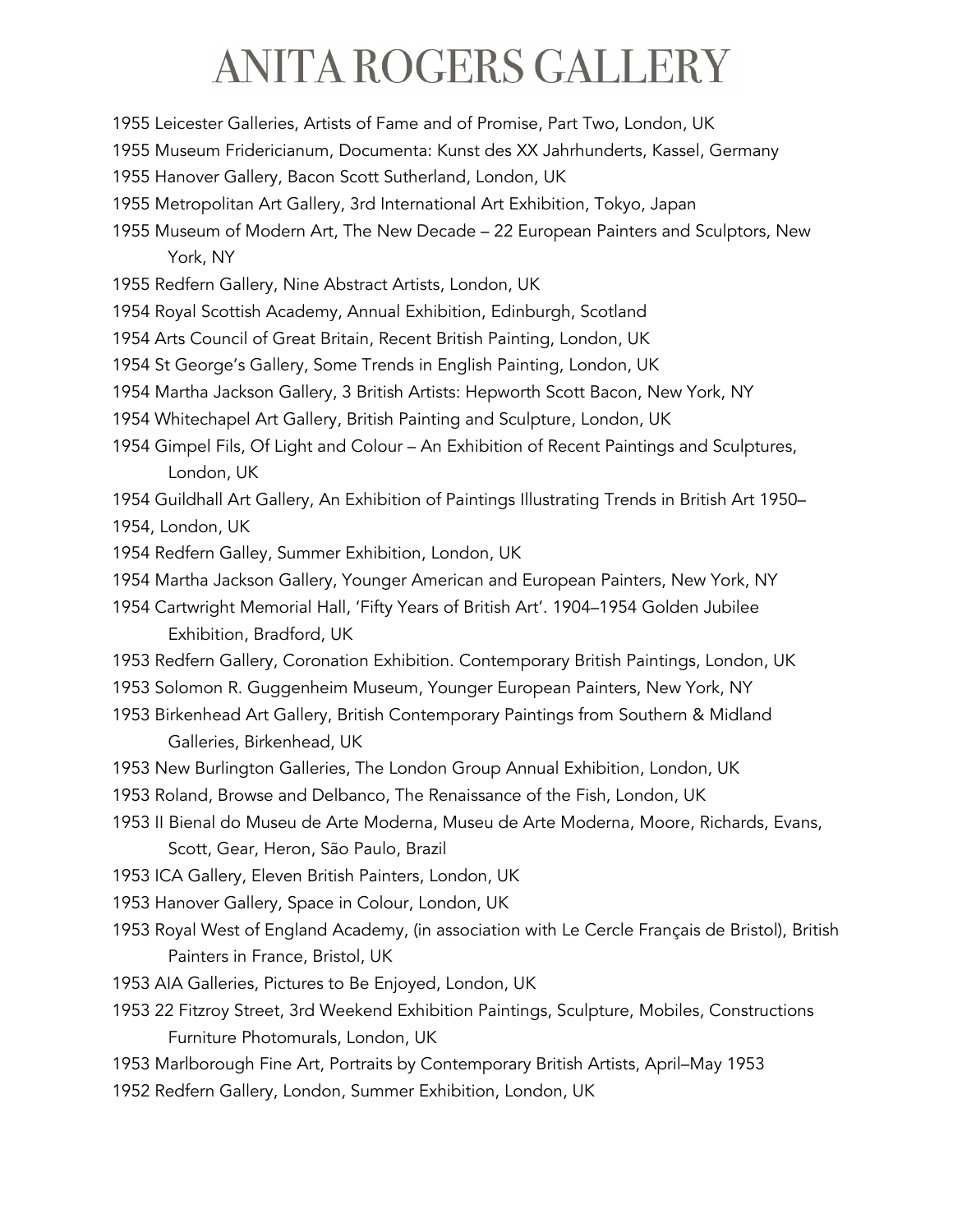1955 Leicester Galleries, Artists of Fame and of Promise, Part Two, London, UK

1955 Museum Fridericianum, Documenta: Kunst des XX Jahrhunderts, Kassel, Germany

1955 Hanover Gallery, Bacon Scott Sutherland, London, UK

1955 Metropolitan Art Gallery, 3rd International Art Exhibition, Tokyo, Japan

1955 Museum of Modern Art, The New Decade – 22 European Painters and Sculptors, New York, NY

1955 Redfern Gallery, Nine Abstract Artists, London, UK

1954 Royal Scottish Academy, Annual Exhibition, Edinburgh, Scotland

1954 Arts Council of Great Britain, Recent British Painting, London, UK

1954 St George's Gallery, Some Trends in English Painting, London, UK

1954 Martha Jackson Gallery, 3 British Artists: Hepworth Scott Bacon, New York, NY

1954 Whitechapel Art Gallery, British Painting and Sculpture, London, UK

1954 Gimpel Fils, Of Light and Colour – An Exhibition of Recent Paintings and Sculptures, London, UK

1954 Guildhall Art Gallery, An Exhibition of Paintings Illustrating Trends in British Art 1950–1954, London, UK

1954 Redfern Galley, Summer Exhibition, London, UK

1954 Martha Jackson Gallery, Younger American and European Painters, New York, NY

1954 Cartwright Memorial Hall, 'Fifty Years of British Art'. 1904–1954 Golden Jubilee Exhibition, Bradford, UK

1953 Redfern Gallery, Coronation Exhibition. Contemporary British Paintings, London, UK

1953 Solomon R. Guggenheim Museum, Younger European Painters, New York, NY

1953 Birkenhead Art Gallery, British Contemporary Paintings from Southern & Midland Galleries, Birkenhead, UK

1953 New Burlington Galleries, The London Group Annual Exhibition, London, UK

1953 Roland, Browse and Delbanco, The Renaissance of the Fish, London, UK

1953 II Bienal do Museu de Arte Moderna, Museu de Arte Moderna, Moore, Richards, Evans, Scott, Gear, Heron, São Paulo, Brazil

1953 ICA Gallery, Eleven British Painters, London, UK

1953 Hanover Gallery, Space in Colour, London, UK

1953 Royal West of England Academy, (in association with Le Cercle Français de Bristol), British Painters in France, Bristol, UK

1953 AIA Galleries, Pictures to Be Enjoyed, London, UK

1953 22 Fitzroy Street, 3rd Weekend Exhibition Paintings, Sculpture, Mobiles, Constructions Furniture Photomurals, London, UK

1953 Marlborough Fine Art, Portraits by Contemporary British Artists, April–May 1953

1952 Redfern Gallery, London, Summer Exhibition, London, UK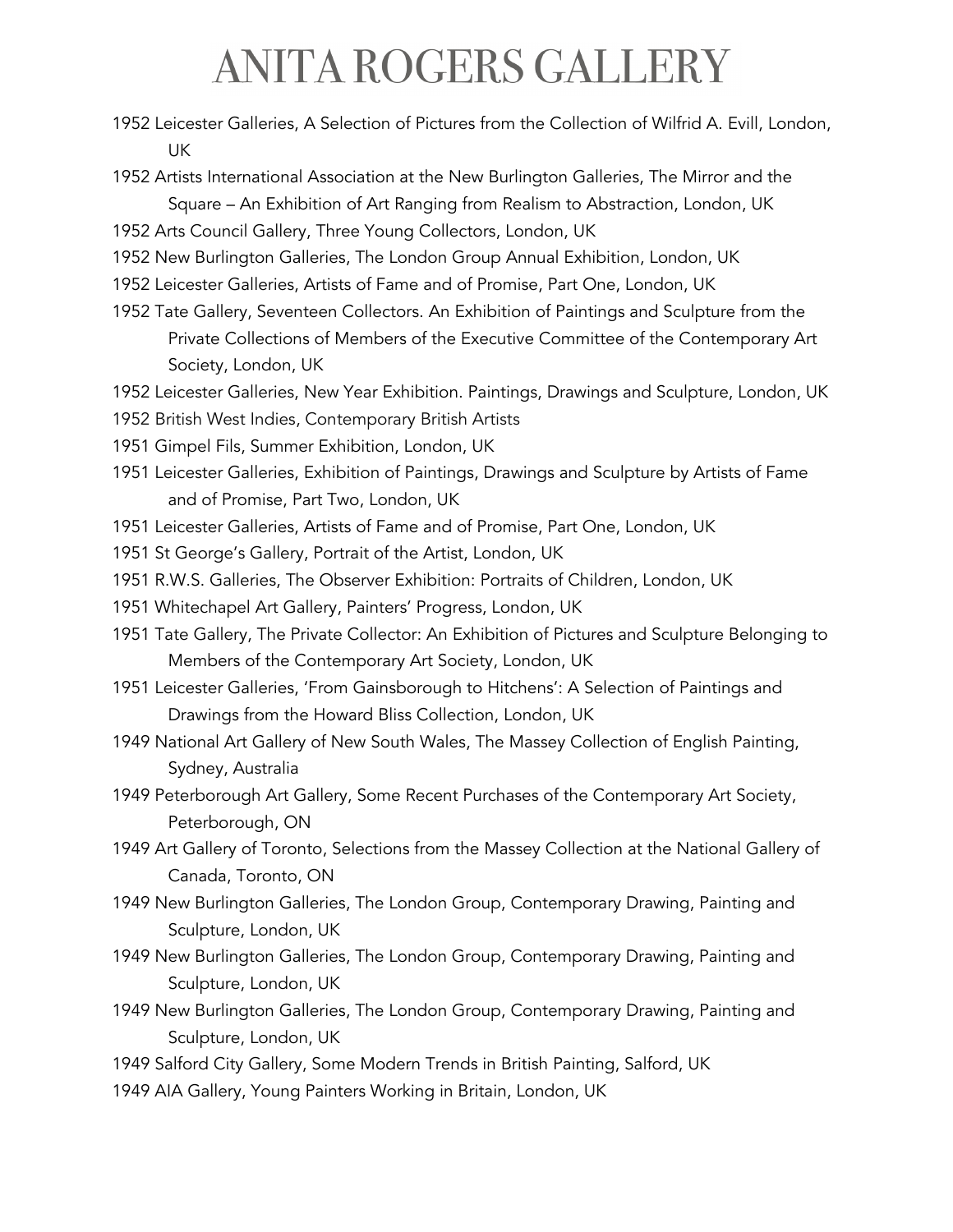1952 Leicester Galleries, A Selection of Pictures from the Collection of Wilfrid A. Evill, London, UK

1952 Artists International Association at the New Burlington Galleries, The Mirror and the Square – An Exhibition of Art Ranging from Realism to Abstraction, London, UK

1952 Arts Council Gallery, Three Young Collectors, London, UK

1952 New Burlington Galleries, The London Group Annual Exhibition, London, UK

1952 Leicester Galleries, Artists of Fame and of Promise, Part One, London, UK

1952 Tate Gallery, Seventeen Collectors. An Exhibition of Paintings and Sculpture from the Private Collections of Members of the Executive Committee of the Contemporary Art Society, London, UK

1952 Leicester Galleries, New Year Exhibition. Paintings, Drawings and Sculpture, London, UK

1952 British West Indies, Contemporary British Artists

1951 Gimpel Fils, Summer Exhibition, London, UK

1951 Leicester Galleries, Exhibition of Paintings, Drawings and Sculpture by Artists of Fame and of Promise, Part Two, London, UK

1951 Leicester Galleries, Artists of Fame and of Promise, Part One, London, UK

1951 St George's Gallery, Portrait of the Artist, London, UK

1951 R.W.S. Galleries, The Observer Exhibition: Portraits of Children, London, UK

1951 Whitechapel Art Gallery, Painters' Progress, London, UK

1951 Tate Gallery, The Private Collector: An Exhibition of Pictures and Sculpture Belonging to Members of the Contemporary Art Society, London, UK

1951 Leicester Galleries, 'From Gainsborough to Hitchens': A Selection of Paintings and Drawings from the Howard Bliss Collection, London, UK

1949 National Art Gallery of New South Wales, The Massey Collection of English Painting, Sydney, Australia

1949 Peterborough Art Gallery, Some Recent Purchases of the Contemporary Art Society, Peterborough, ON

1949 Art Gallery of Toronto, Selections from the Massey Collection at the National Gallery of Canada, Toronto, ON

1949 New Burlington Galleries, The London Group, Contemporary Drawing, Painting and Sculpture, London, UK

1949 New Burlington Galleries, The London Group, Contemporary Drawing, Painting and Sculpture, London, UK

1949 New Burlington Galleries, The London Group, Contemporary Drawing, Painting and Sculpture, London, UK

1949 Salford City Gallery, Some Modern Trends in British Painting, Salford, UK

1949 AIA Gallery, Young Painters Working in Britain, London, UK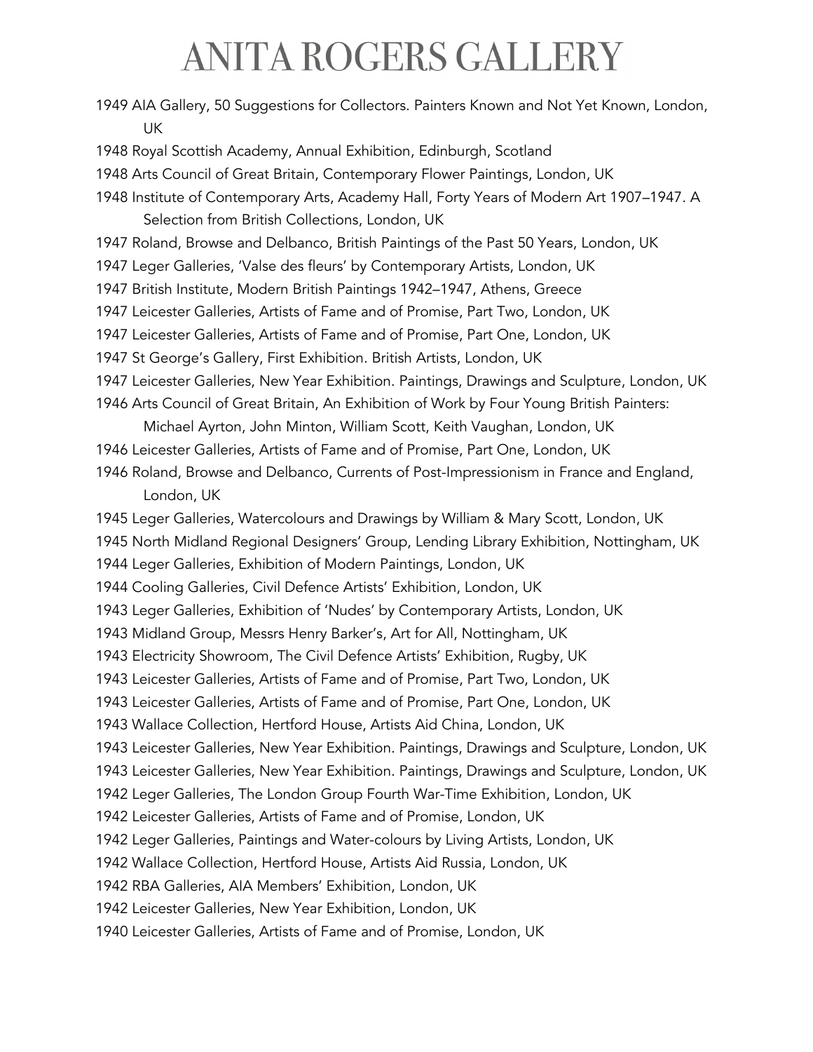1949 AIA Gallery, 50 Suggestions for Collectors. Painters Known and Not Yet Known, London, UK

1948 Royal Scottish Academy, Annual Exhibition, Edinburgh, Scotland

1948 Arts Council of Great Britain, Contemporary Flower Paintings, London, UK

1948 Institute of Contemporary Arts, Academy Hall, Forty Years of Modern Art 1907–1947. A Selection from British Collections, London, UK

1947 Roland, Browse and Delbanco, British Paintings of the Past 50 Years, London, UK

1947 Leger Galleries, 'Valse des fleurs' by Contemporary Artists, London, UK

1947 British Institute, Modern British Paintings 1942–1947, Athens, Greece

1947 Leicester Galleries, Artists of Fame and of Promise, Part Two, London, UK

1947 Leicester Galleries, Artists of Fame and of Promise, Part One, London, UK

1947 St George's Gallery, First Exhibition. British Artists, London, UK

1947 Leicester Galleries, New Year Exhibition. Paintings, Drawings and Sculpture, London, UK

1946 Arts Council of Great Britain, An Exhibition of Work by Four Young British Painters: Michael Ayrton, John Minton, William Scott, Keith Vaughan, London, UK

1946 Leicester Galleries, Artists of Fame and of Promise, Part One, London, UK

1946 Roland, Browse and Delbanco, Currents of Post-Impressionism in France and England, London, UK

1945 Leger Galleries, Watercolours and Drawings by William & Mary Scott, London, UK

1945 North Midland Regional Designers' Group, Lending Library Exhibition, Nottingham, UK

1944 Leger Galleries, Exhibition of Modern Paintings, London, UK

1944 Cooling Galleries, Civil Defence Artists' Exhibition, London, UK

1943 Leger Galleries, Exhibition of 'Nudes' by Contemporary Artists, London, UK

1943 Midland Group, Messrs Henry Barker's, Art for All, Nottingham, UK

1943 Electricity Showroom, The Civil Defence Artists' Exhibition, Rugby, UK

1943 Leicester Galleries, Artists of Fame and of Promise, Part Two, London, UK

1943 Leicester Galleries, Artists of Fame and of Promise, Part One, London, UK

1943 Wallace Collection, Hertford House, Artists Aid China, London, UK

1943 Leicester Galleries, New Year Exhibition. Paintings, Drawings and Sculpture, London, UK

1943 Leicester Galleries, New Year Exhibition. Paintings, Drawings and Sculpture, London, UK

1942 Leger Galleries, The London Group Fourth War-Time Exhibition, London, UK

1942 Leicester Galleries, Artists of Fame and of Promise, London, UK

1942 Leger Galleries, Paintings and Water-colours by Living Artists, London, UK

1942 Wallace Collection, Hertford House, Artists Aid Russia, London, UK

1942 RBA Galleries, AIA Members' Exhibition, London, UK

1942 Leicester Galleries, New Year Exhibition, London, UK

1940 Leicester Galleries, Artists of Fame and of Promise, London, UK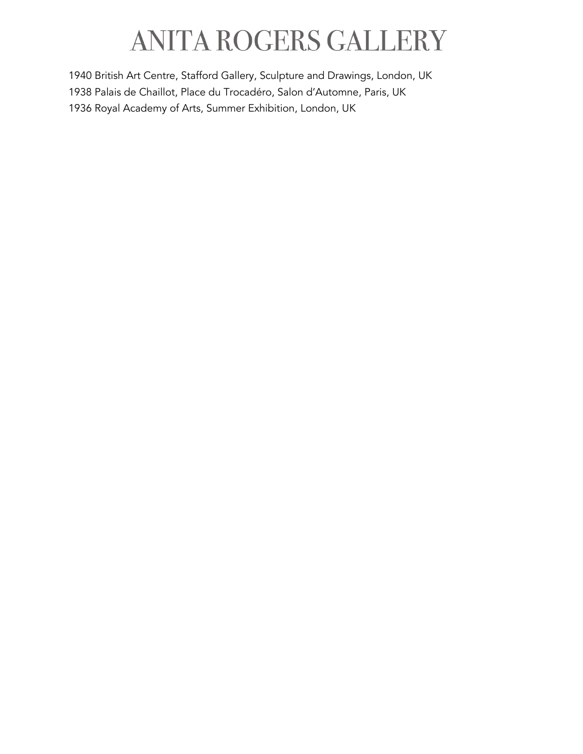1940 British Art Centre, Stafford Gallery, Sculpture and Drawings, London, UK
1938 Palais de Chaillot, Place du Trocadéro, Salon d'Automne, Paris, UK
1936 Royal Academy of Arts, Summer Exhibition, London, UK